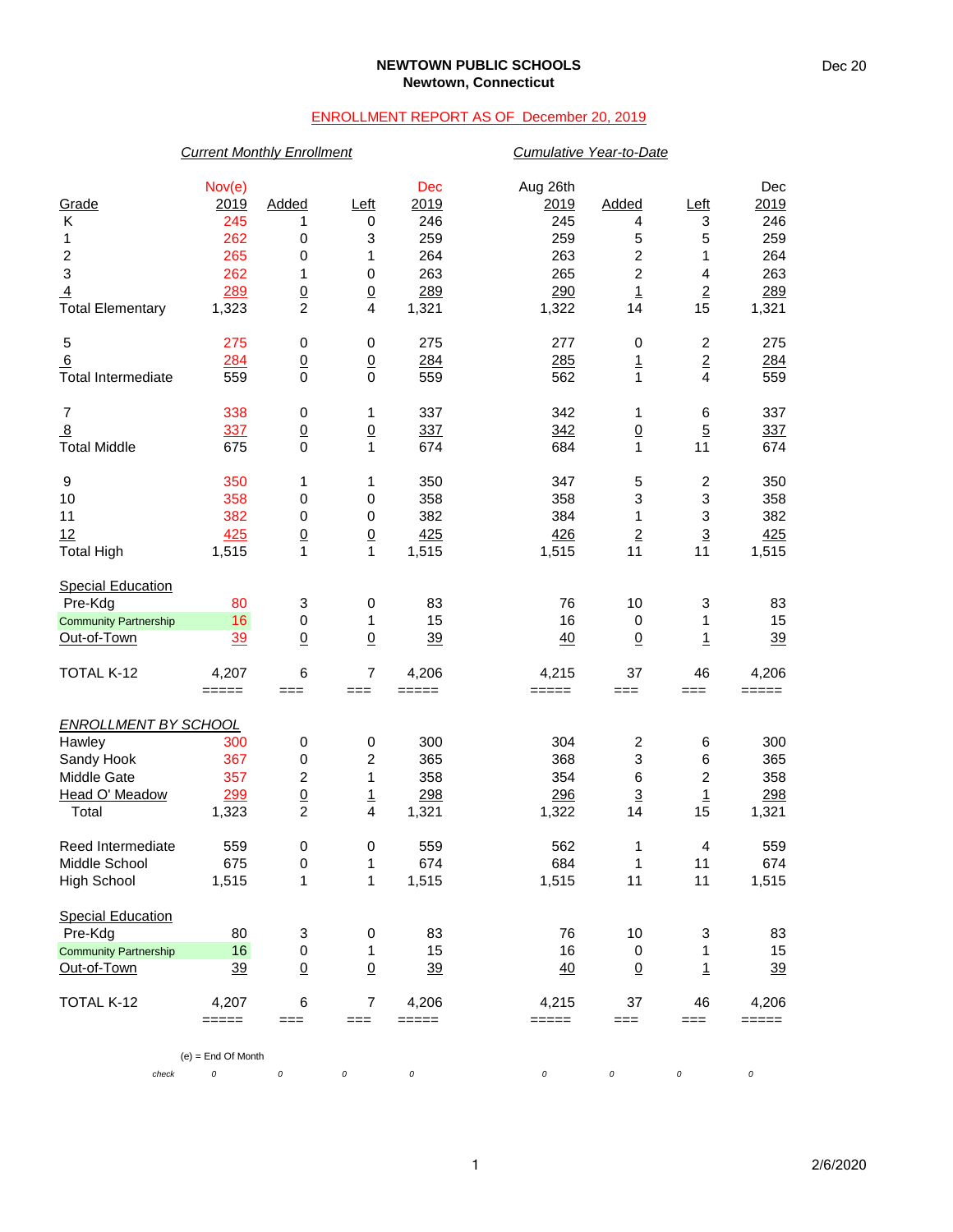**NEWTOWN PUBLIC SCHOOLS**
**Newtown, Connecticut**

Dec 20

ENROLLMENT REPORT AS OF December 20, 2019

| | *Current Monthly Enrollment* | | | | *Cumulative Year-to-Date* | | | |
|---|---|---|---|---|---|---|---|---|
| Grade | Nov(e) 2019 | Added | Left | Dec 2019 | Aug 26th 2019 | Added | Left | Dec 2019 |
| K | 245 | 1 | 0 | 246 | 245 | 4 | 3 | 246 |
| 1 | 262 | 0 | 3 | 259 | 259 | 5 | 5 | 259 |
| 2 | 265 | 0 | 1 | 264 | 263 | 2 | 1 | 264 |
| 3 | 262 | 1 | 0 | 263 | 265 | 2 | 4 | 263 |
| 4 | 289 | 0 | 0 | 289 | 290 | 1 | 2 | 289 |
| Total Elementary | 1,323 | 2 | 4 | 1,321 | 1,322 | 14 | 15 | 1,321 |
| | | | | | | | | |
| 5 | 275 | 0 | 0 | 275 | 277 | 0 | 2 | 275 |
| 6 | 284 | 0 | 0 | 284 | 285 | 1 | 2 | 284 |
| Total Intermediate | 559 | 0 | 0 | 559 | 562 | 1 | 4 | 559 |
| | | | | | | | | |
| 7 | 338 | 0 | 1 | 337 | 342 | 1 | 6 | 337 |
| 8 | 337 | 0 | 0 | 337 | 342 | 0 | 5 | 337 |
| Total Middle | 675 | 0 | 1 | 674 | 684 | 1 | 11 | 674 |
| | | | | | | | | |
| 9 | 350 | 1 | 1 | 350 | 347 | 5 | 2 | 350 |
| 10 | 358 | 0 | 0 | 358 | 358 | 3 | 3 | 358 |
| 11 | 382 | 0 | 0 | 382 | 384 | 1 | 3 | 382 |
| 12 | 425 | 0 | 0 | 425 | 426 | 2 | 3 | 425 |
| Total High | 1,515 | 1 | 1 | 1,515 | 1,515 | 11 | 11 | 1,515 |
| | | | | | | | | |
| Special Education | | | | | | | | |
| Pre-Kdg | 80 | 3 | 0 | 83 | 76 | 10 | 3 | 83 |
| Community Partnership | 16 | 0 | 1 | 15 | 16 | 0 | 1 | 15 |
| Out-of-Town | 39 | 0 | 0 | 39 | 40 | 0 | 1 | 39 |
| | | | | | | | | |
| TOTAL K-12 | 4,207 | 6 | 7 | 4,206 | 4,215 | 37 | 46 | 4,206 |
| | ===== | === | === | ===== | ===== | === | === | ===== |

| *ENROLLMENT BY SCHOOL* | | | | | | | | |
|---|---|---|---|---|---|---|---|---|
| Hawley | 300 | 0 | 0 | 300 | 304 | 2 | 6 | 300 |
| Sandy Hook | 367 | 0 | 2 | 365 | 368 | 3 | 6 | 365 |
| Middle Gate | 357 | 2 | 1 | 358 | 354 | 6 | 2 | 358 |
| Head O' Meadow | 299 | 0 | 1 | 298 | 296 | 3 | 1 | 298 |
| Total | 1,323 | 2 | 4 | 1,321 | 1,322 | 14 | 15 | 1,321 |
| | | | | | | | | |
| Reed Intermediate | 559 | 0 | 0 | 559 | 562 | 1 | 4 | 559 |
| Middle School | 675 | 0 | 1 | 674 | 684 | 1 | 11 | 674 |
| High School | 1,515 | 1 | 1 | 1,515 | 1,515 | 11 | 11 | 1,515 |
| | | | | | | | | |
| Special Education | | | | | | | | |
| Pre-Kdg | 80 | 3 | 0 | 83 | 76 | 10 | 3 | 83 |
| Community Partnership | 16 | 0 | 1 | 15 | 16 | 0 | 1 | 15 |
| Out-of-Town | 39 | 0 | 0 | 39 | 40 | 0 | 1 | 39 |
| | | | | | | | | |
| TOTAL K-12 | 4,207 | 6 | 7 | 4,206 | 4,215 | 37 | 46 | 4,206 |
| | ===== | === | === | ===== | ===== | === | === | ===== |

(e) = End Of Month

| *check* | 0 | 0 | 0 | 0 | 0 | 0 | 0 | 0 |
|---|---|---|---|---|---|---|---|---|

2/6/2020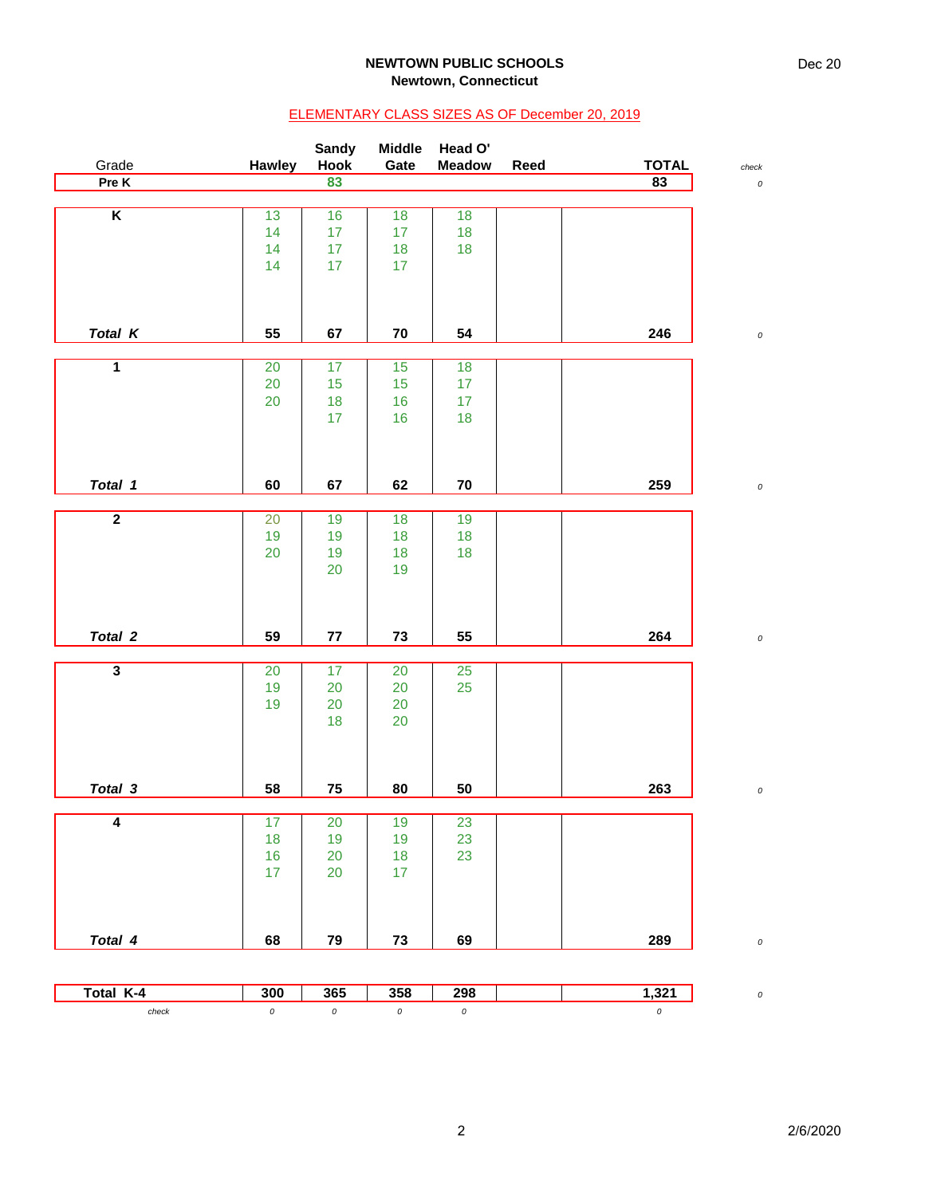**NEWTOWN PUBLIC SCHOOLS**
**Newtown, Connecticut**

ELEMENTARY CLASS SIZES AS OF December 20, 2019

| Grade | Hawley | Sandy Hook | Middle Gate | Head O' Meadow | Reed | TOTAL | check |
|---|---|---|---|---|---|---|---|
| **Pre K** | | 83 | | | | **83** | 0 |
| **K** | 13 | 16 | 18 | 18 | | | |
| | 14 | 17 | 17 | 18 | | | |
| | 14 | 17 | 18 | 18 | | | |
| | 14 | 17 | 17 | | | | |
| ***Total K*** | **55** | **67** | **70** | **54** | | **246** | 0 |
| **1** | 20 | 17 | 15 | 18 | | | |
| | 20 | 15 | 15 | 17 | | | |
| | 20 | 18 | 16 | 17 | | | |
| | | 17 | 16 | 18 | | | |
| ***Total 1*** | **60** | **67** | **62** | **70** | | **259** | 0 |
| **2** | 20 | 19 | 18 | 19 | | | |
| | 19 | 19 | 18 | 18 | | | |
| | 20 | 19 | 18 | 18 | | | |
| | | 20 | 19 | | | | |
| ***Total 2*** | **59** | **77** | **73** | **55** | | **264** | 0 |
| **3** | 20 | 17 | 20 | 25 | | | |
| | 19 | 20 | 20 | 25 | | | |
| | 19 | 20 | 20 | | | | |
| | | 18 | 20 | | | | |
| ***Total 3*** | **58** | **75** | **80** | **50** | | **263** | 0 |
| **4** | 17 | 20 | 19 | 23 | | | |
| | 18 | 19 | 19 | 23 | | | |
| | 16 | 20 | 18 | 23 | | | |
| | 17 | 20 | 17 | | | | |
| ***Total 4*** | **68** | **79** | **73** | **69** | | **289** | 0 |
| **Total K-4** | **300** | **365** | **358** | **298** | | **1,321** | 0 |
| *check* | *0* | *0* | *0* | *0* | | *0* | |